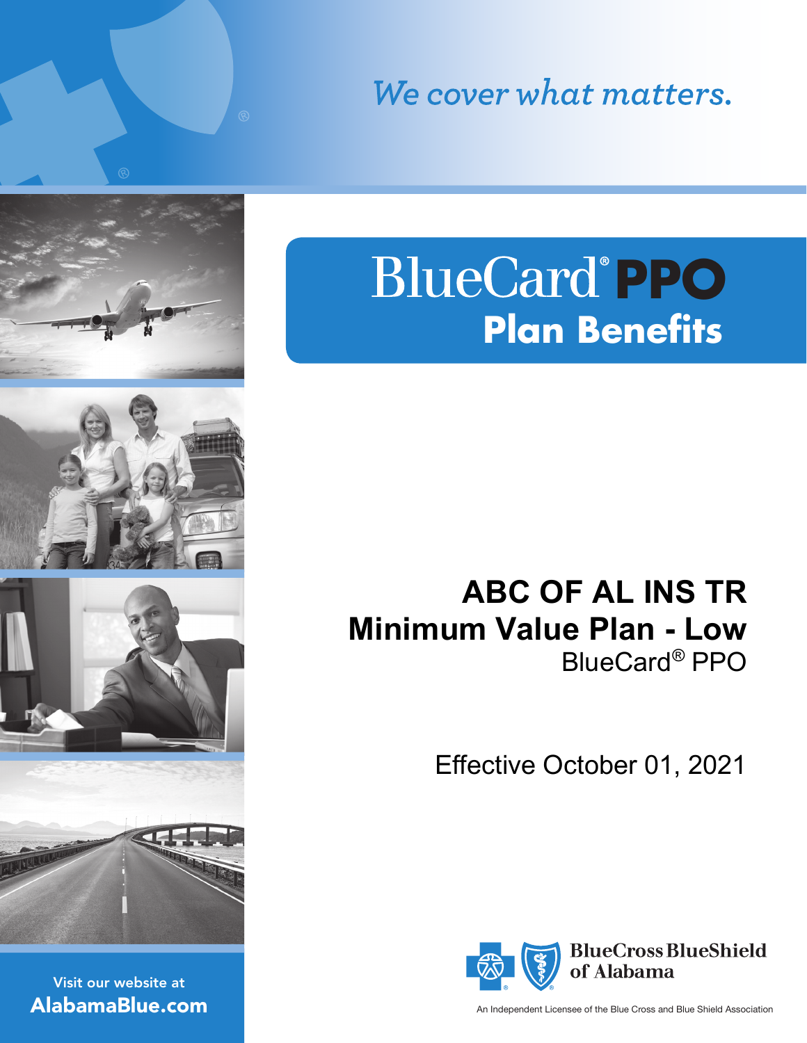*We cover what matters.*

# BlueCard® PPO
## Plan Benefits

**ABC OF AL INS TR**
**Minimum Value Plan - Low**
BlueCard® PPO

Effective October 01, 2021

Visit our website at
**AlabamaBlue.com**

BlueCross BlueShield of Alabama

An Independent Licensee of the Blue Cross and Blue Shield Association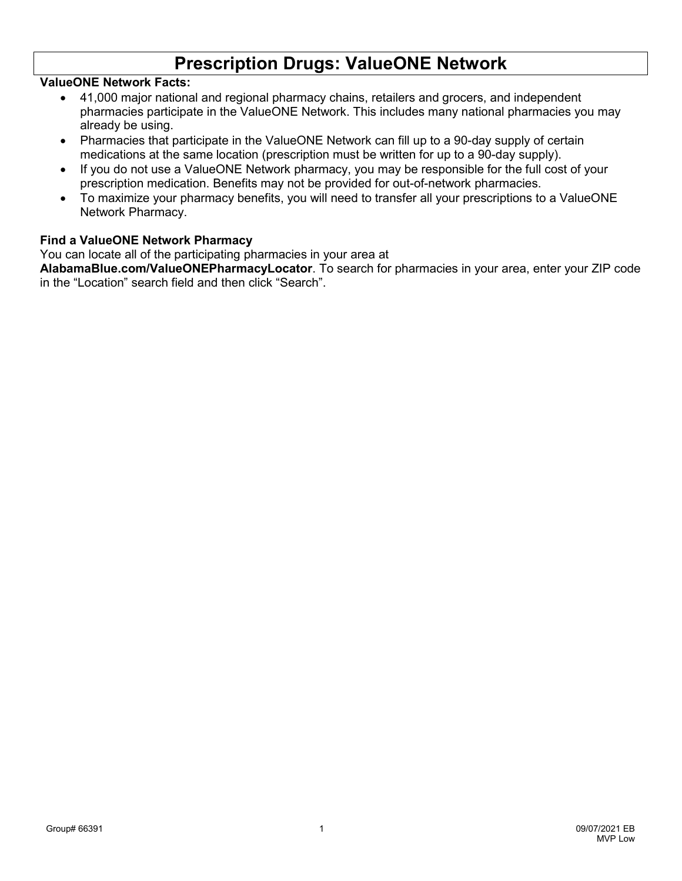# Prescription Drugs: ValueONE Network

**ValueONE Network Facts:**

- 41,000 major national and regional pharmacy chains, retailers and grocers, and independent pharmacies participate in the ValueONE Network. This includes many national pharmacies you may already be using.
- Pharmacies that participate in the ValueONE Network can fill up to a 90-day supply of certain medications at the same location (prescription must be written for up to a 90-day supply).
- If you do not use a ValueONE Network pharmacy, you may be responsible for the full cost of your prescription medication. Benefits may not be provided for out-of-network pharmacies.
- To maximize your pharmacy benefits, you will need to transfer all your prescriptions to a ValueONE Network Pharmacy.

**Find a ValueONE Network Pharmacy**

You can locate all of the participating pharmacies in your area at **AlabamaBlue.com/ValueONEPharmacyLocator**. To search for pharmacies in your area, enter your ZIP code in the "Location" search field and then click "Search".

Group# 66391

09/07/2021 EB
MVP Low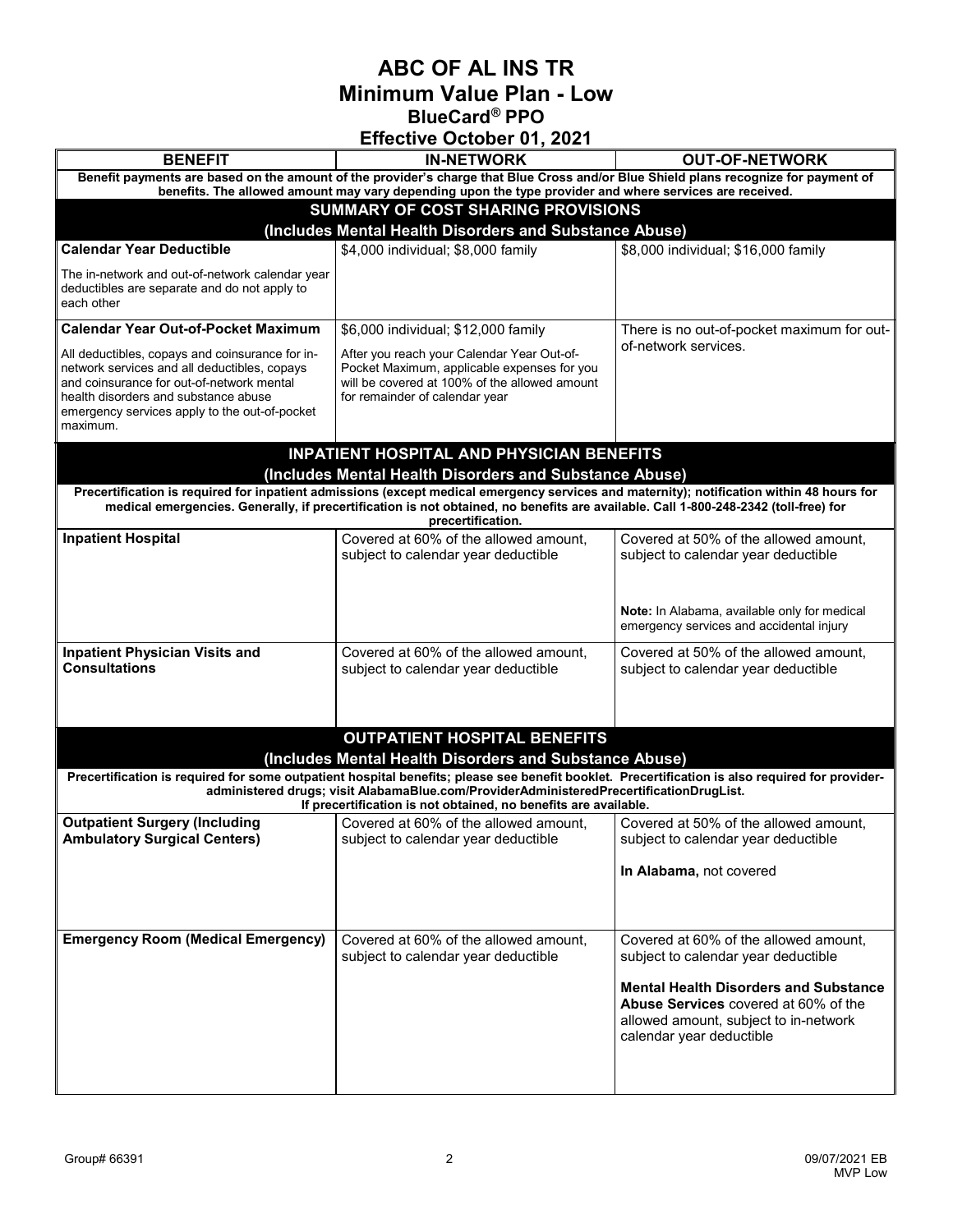# ABC OF AL INS TR
## Minimum Value Plan - Low
### BlueCard® PPO
### Effective October 01, 2021

| BENEFIT | IN-NETWORK | OUT-OF-NETWORK |
|---|---|---|
| **Benefit payments are based on the amount of the provider's charge that Blue Cross and/or Blue Shield plans recognize for payment of benefits. The allowed amount may vary depending upon the type provider and where services are received.** | | |
| **SUMMARY OF COST SHARING PROVISIONS (Includes Mental Health Disorders and Substance Abuse)** | | |
| **Calendar Year Deductible**<br><br>The in-network and out-of-network calendar year deductibles are separate and do not apply to each other | $4,000 individual; $8,000 family | $8,000 individual; $16,000 family |
| **Calendar Year Out-of-Pocket Maximum**<br><br>All deductibles, copays and coinsurance for in-network services and all deductibles, copays and coinsurance for out-of-network mental health disorders and substance abuse emergency services apply to the out-of-pocket maximum. | $6,000 individual; $12,000 family<br><br>After you reach your Calendar Year Out-of-Pocket Maximum, applicable expenses for you will be covered at 100% of the allowed amount for remainder of calendar year | There is no out-of-pocket maximum for out-of-network services. |
| **INPATIENT HOSPITAL AND PHYSICIAN BENEFITS (Includes Mental Health Disorders and Substance Abuse)** | | |
| **Precertification is required for inpatient admissions (except medical emergency services and maternity); notification within 48 hours for medical emergencies. Generally, if precertification is not obtained, no benefits are available. Call 1-800-248-2342 (toll-free) for precertification.** | | |
| **Inpatient Hospital** | Covered at 60% of the allowed amount, subject to calendar year deductible | Covered at 50% of the allowed amount, subject to calendar year deductible<br><br>**Note:** In Alabama, available only for medical emergency services and accidental injury |
| **Inpatient Physician Visits and Consultations** | Covered at 60% of the allowed amount, subject to calendar year deductible | Covered at 50% of the allowed amount, subject to calendar year deductible |
| **OUTPATIENT HOSPITAL BENEFITS (Includes Mental Health Disorders and Substance Abuse)** | | |
| **Precertification is required for some outpatient hospital benefits; please see benefit booklet. Precertification is also required for provider-administered drugs; visit AlabamaBlue.com/ProviderAdministeredPrecertificationDrugList. If precertification is not obtained, no benefits are available.** | | |
| **Outpatient Surgery (Including Ambulatory Surgical Centers)** | Covered at 60% of the allowed amount, subject to calendar year deductible | Covered at 50% of the allowed amount, subject to calendar year deductible<br><br>**In Alabama,** not covered |
| **Emergency Room (Medical Emergency)** | Covered at 60% of the allowed amount, subject to calendar year deductible | Covered at 60% of the allowed amount, subject to calendar year deductible<br><br>**Mental Health Disorders and Substance Abuse Services** covered at 60% of the allowed amount, subject to in-network calendar year deductible |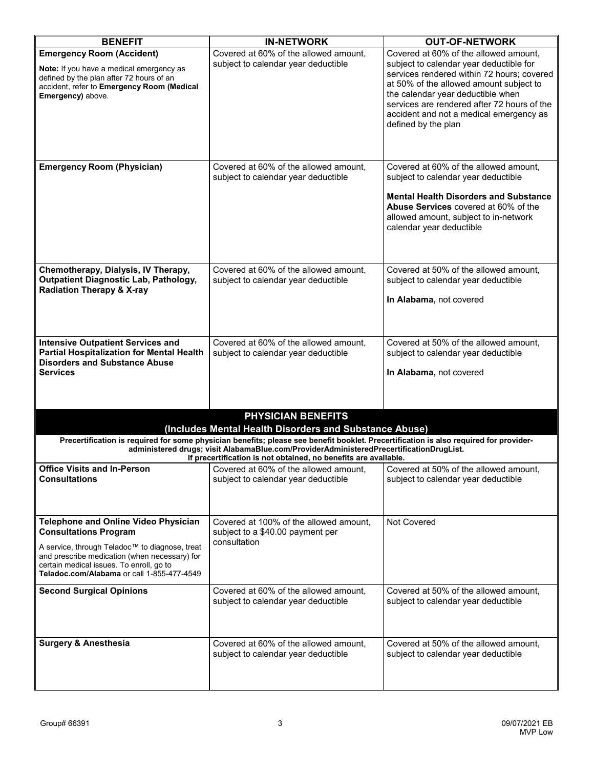| BENEFIT | IN-NETWORK | OUT-OF-NETWORK |
| --- | --- | --- |
| **Emergency Room (Accident)**<br><br>**Note:** If you have a medical emergency as defined by the plan after 72 hours of an accident, refer to **Emergency Room (Medical Emergency)** above. | Covered at 60% of the allowed amount, subject to calendar year deductible | Covered at 60% of the allowed amount, subject to calendar year deductible for services rendered within 72 hours; covered at 50% of the allowed amount subject to the calendar year deductible when services are rendered after 72 hours of the accident and not a medical emergency as defined by the plan |
| **Emergency Room (Physician)** | Covered at 60% of the allowed amount, subject to calendar year deductible | Covered at 60% of the allowed amount, subject to calendar year deductible<br><br>**Mental Health Disorders and Substance Abuse Services** covered at 60% of the allowed amount, subject to in-network calendar year deductible |
| **Chemotherapy, Dialysis, IV Therapy, Outpatient Diagnostic Lab, Pathology, Radiation Therapy & X-ray** | Covered at 60% of the allowed amount, subject to calendar year deductible | Covered at 50% of the allowed amount, subject to calendar year deductible<br><br>**In Alabama,** not covered |
| **Intensive Outpatient Services and Partial Hospitalization for Mental Health Disorders and Substance Abuse Services** | Covered at 60% of the allowed amount, subject to calendar year deductible | Covered at 50% of the allowed amount, subject to calendar year deductible<br><br>**In Alabama,** not covered |
| **PHYSICIAN BENEFITS (Includes Mental Health Disorders and Substance Abuse)** | | |
| **Precertification is required for some physician benefits; please see benefit booklet. Precertification is also required for provider-administered drugs; visit AlabamaBlue.com/ProviderAdministeredPrecertificationDrugList. If precertification is not obtained, no benefits are available.** | | |
| **Office Visits and In-Person Consultations** | Covered at 60% of the allowed amount, subject to calendar year deductible | Covered at 50% of the allowed amount, subject to calendar year deductible |
| **Telephone and Online Video Physician Consultations Program**<br><br>A service, through Teladoc™ to diagnose, treat and prescribe medication (when necessary) for certain medical issues. To enroll, go to **Teladoc.com/Alabama** or call 1-855-477-4549 | Covered at 100% of the allowed amount, subject to a $40.00 payment per consultation | Not Covered |
| **Second Surgical Opinions** | Covered at 60% of the allowed amount, subject to calendar year deductible | Covered at 50% of the allowed amount, subject to calendar year deductible |
| **Surgery & Anesthesia** | Covered at 60% of the allowed amount, subject to calendar year deductible | Covered at 50% of the allowed amount, subject to calendar year deductible |

Group# 66391

09/07/2021 EB
MVP Low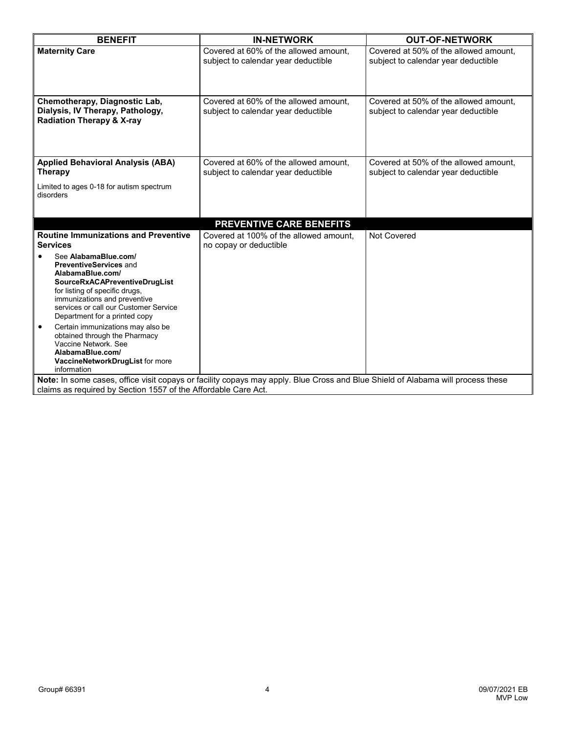| BENEFIT | IN-NETWORK | OUT-OF-NETWORK |
|---|---|---|
| **Maternity Care** | Covered at 60% of the allowed amount, subject to calendar year deductible | Covered at 50% of the allowed amount, subject to calendar year deductible |
| **Chemotherapy, Diagnostic Lab, Dialysis, IV Therapy, Pathology, Radiation Therapy & X-ray** | Covered at 60% of the allowed amount, subject to calendar year deductible | Covered at 50% of the allowed amount, subject to calendar year deductible |
| **Applied Behavioral Analysis (ABA) Therapy**<br>Limited to ages 0-18 for autism spectrum disorders | Covered at 60% of the allowed amount, subject to calendar year deductible | Covered at 50% of the allowed amount, subject to calendar year deductible |
| | **PREVENTIVE CARE BENEFITS** | |
| **Routine Immunizations and Preventive Services**<br>• See **AlabamaBlue.com/ PreventiveServices** and **AlabamaBlue.com/ SourceRxACAPreventiveDrugList** for listing of specific drugs, immunizations and preventive services or call our Customer Service Department for a printed copy<br>• Certain immunizations may also be obtained through the Pharmacy Vaccine Network. See **AlabamaBlue.com/ VaccineNetworkDrugList** for more information | Covered at 100% of the allowed amount, no copay or deductible | Not Covered |
| **Note:** In some cases, office visit copays or facility copays may apply. Blue Cross and Blue Shield of Alabama will process these claims as required by Section 1557 of the Affordable Care Act. | | |

Group# 66391

09/07/2021 EB
MVP Low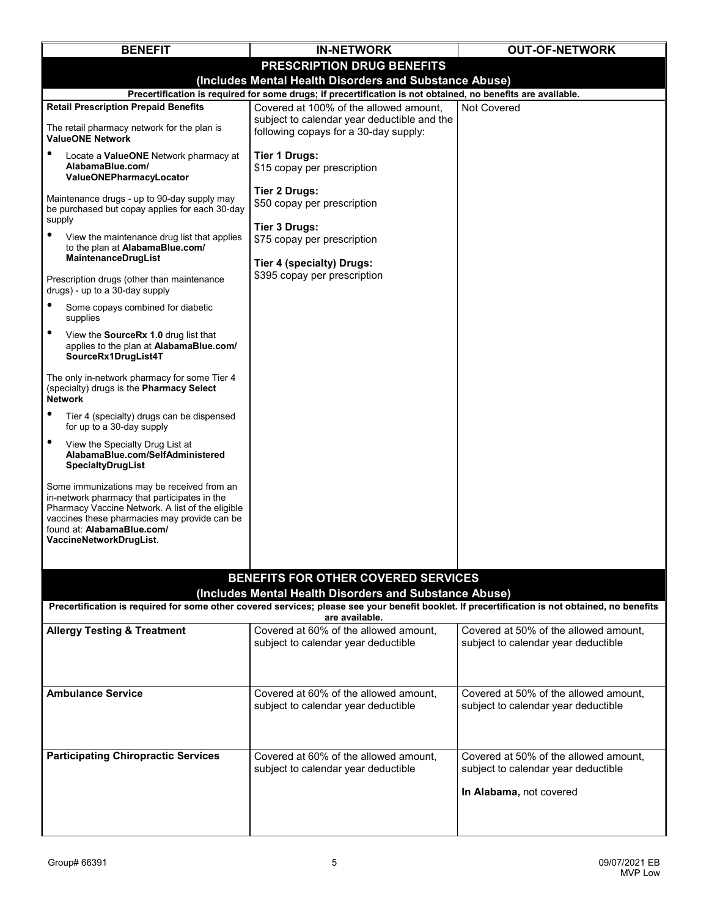| BENEFIT | IN-NETWORK | OUT-OF-NETWORK |
|---|---|---|
| **PRESCRIPTION DRUG BENEFITS (Includes Mental Health Disorders and Substance Abuse)** | | |
| **Precertification is required for some drugs; if precertification is not obtained, no benefits are available.** | | |
| **Retail Prescription Prepaid Benefits**<br><br>The retail pharmacy network for the plan is **ValueONE Network**<br>• Locate a **ValueONE** Network pharmacy at **AlabamaBlue.com/ ValueONEPharmacyLocator**<br><br>Maintenance drugs - up to 90-day supply may be purchased but copay applies for each 30-day supply<br>• View the maintenance drug list that applies to the plan at **AlabamaBlue.com/ MaintenanceDrugList**<br><br>Prescription drugs (other than maintenance drugs) - up to a 30-day supply<br>• Some copays combined for diabetic supplies<br>• View the **SourceRx 1.0** drug list that applies to the plan at **AlabamaBlue.com/ SourceRx1DrugList4T**<br><br>The only in-network pharmacy for some Tier 4 (specialty) drugs is the **Pharmacy Select Network**<br>• Tier 4 (specialty) drugs can be dispensed for up to a 30-day supply<br>• View the Specialty Drug List at **AlabamaBlue.com/SelfAdministered SpecialtyDrugList**<br><br>Some immunizations may be received from an in-network pharmacy that participates in the Pharmacy Vaccine Network. A list of the eligible vaccines these pharmacies may provide can be found at: **AlabamaBlue.com/ VaccineNetworkDrugList**. | Covered at 100% of the allowed amount, subject to calendar year deductible and the following copays for a 30-day supply:<br><br>**Tier 1 Drugs:**<br>$15 copay per prescription<br><br>**Tier 2 Drugs:**<br>$50 copay per prescription<br><br>**Tier 3 Drugs:**<br>$75 copay per prescription<br><br>**Tier 4 (specialty) Drugs:**<br>$395 copay per prescription | Not Covered |
| **BENEFITS FOR OTHER COVERED SERVICES (Includes Mental Health Disorders and Substance Abuse)** | | |
| **Precertification is required for some other covered services; please see your benefit booklet. If precertification is not obtained, no benefits are available.** | | |
| **Allergy Testing & Treatment** | Covered at 60% of the allowed amount, subject to calendar year deductible | Covered at 50% of the allowed amount, subject to calendar year deductible |
| **Ambulance Service** | Covered at 60% of the allowed amount, subject to calendar year deductible | Covered at 50% of the allowed amount, subject to calendar year deductible |
| **Participating Chiropractic Services** | Covered at 60% of the allowed amount, subject to calendar year deductible | Covered at 50% of the allowed amount, subject to calendar year deductible<br><br>**In Alabama,** not covered |

Group# 66391

09/07/2021 EB
MVP Low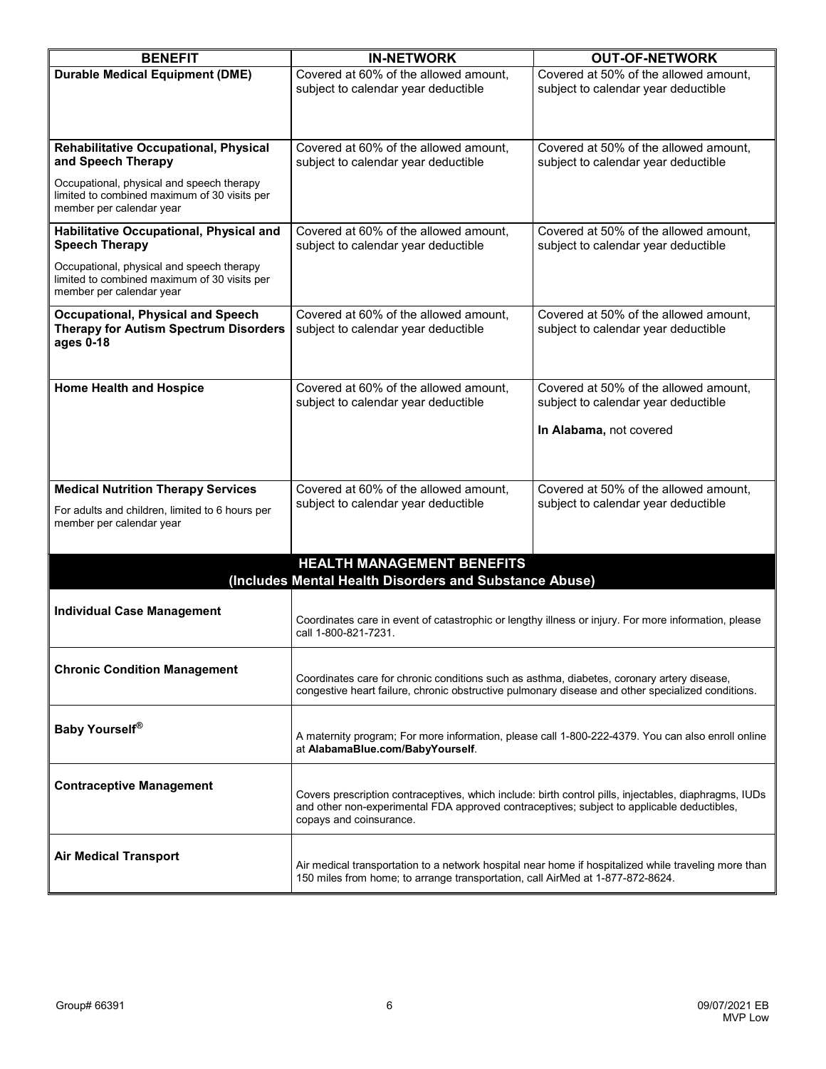| BENEFIT | IN-NETWORK | OUT-OF-NETWORK |
|---|---|---|
| **Durable Medical Equipment (DME)** | Covered at 60% of the allowed amount, subject to calendar year deductible | Covered at 50% of the allowed amount, subject to calendar year deductible |
| **Rehabilitative Occupational, Physical and Speech Therapy**<br><br>Occupational, physical and speech therapy limited to combined maximum of 30 visits per member per calendar year | Covered at 60% of the allowed amount, subject to calendar year deductible | Covered at 50% of the allowed amount, subject to calendar year deductible |
| **Habilitative Occupational, Physical and Speech Therapy**<br><br>Occupational, physical and speech therapy limited to combined maximum of 30 visits per member per calendar year | Covered at 60% of the allowed amount, subject to calendar year deductible | Covered at 50% of the allowed amount, subject to calendar year deductible |
| **Occupational, Physical and Speech Therapy for Autism Spectrum Disorders ages 0-18** | Covered at 60% of the allowed amount, subject to calendar year deductible | Covered at 50% of the allowed amount, subject to calendar year deductible |
| **Home Health and Hospice** | Covered at 60% of the allowed amount, subject to calendar year deductible | Covered at 50% of the allowed amount, subject to calendar year deductible<br><br>**In Alabama,** not covered |
| **Medical Nutrition Therapy Services**<br><br>For adults and children, limited to 6 hours per member per calendar year | Covered at 60% of the allowed amount, subject to calendar year deductible | Covered at 50% of the allowed amount, subject to calendar year deductible |

## HEALTH MANAGEMENT BENEFITS (Includes Mental Health Disorders and Substance Abuse)

| | |
|---|---|
| **Individual Case Management** | Coordinates care in event of catastrophic or lengthy illness or injury. For more information, please call 1-800-821-7231. |
| **Chronic Condition Management** | Coordinates care for chronic conditions such as asthma, diabetes, coronary artery disease, congestive heart failure, chronic obstructive pulmonary disease and other specialized conditions. |
| **Baby Yourself®** | A maternity program; For more information, please call 1-800-222-4379. You can also enroll online at **AlabamaBlue.com/BabyYourself**. |
| **Contraceptive Management** | Covers prescription contraceptives, which include: birth control pills, injectables, diaphragms, IUDs and other non-experimental FDA approved contraceptives; subject to applicable deductibles, copays and coinsurance. |
| **Air Medical Transport** | Air medical transportation to a network hospital near home if hospitalized while traveling more than 150 miles from home; to arrange transportation, call AirMed at 1-877-872-8624. |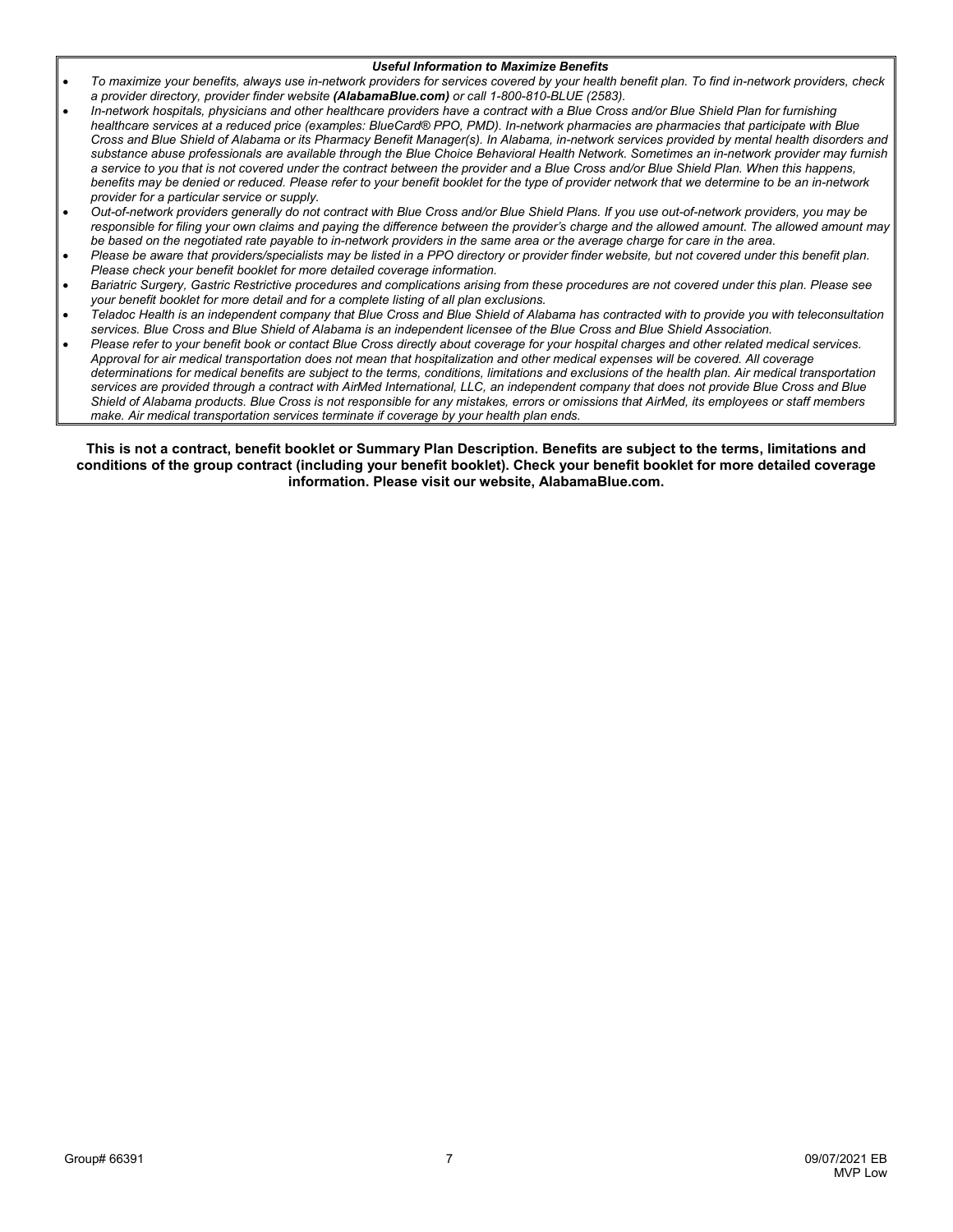***Useful Information to Maximize Benefits***

- *To maximize your benefits, always use in-network providers for services covered by your health benefit plan. To find in-network providers, check a provider directory, provider finder website **(AlabamaBlue.com)** or call 1-800-810-BLUE (2583).*
- *In-network hospitals, physicians and other healthcare providers have a contract with a Blue Cross and/or Blue Shield Plan for furnishing healthcare services at a reduced price (examples: BlueCard® PPO, PMD). In-network pharmacies are pharmacies that participate with Blue Cross and Blue Shield of Alabama or its Pharmacy Benefit Manager(s). In Alabama, in-network services provided by mental health disorders and substance abuse professionals are available through the Blue Choice Behavioral Health Network. Sometimes an in-network provider may furnish a service to you that is not covered under the contract between the provider and a Blue Cross and/or Blue Shield Plan. When this happens, benefits may be denied or reduced. Please refer to your benefit booklet for the type of provider network that we determine to be an in-network provider for a particular service or supply.*
- *Out-of-network providers generally do not contract with Blue Cross and/or Blue Shield Plans. If you use out-of-network providers, you may be responsible for filing your own claims and paying the difference between the provider's charge and the allowed amount. The allowed amount may be based on the negotiated rate payable to in-network providers in the same area or the average charge for care in the area.*
- *Please be aware that providers/specialists may be listed in a PPO directory or provider finder website, but not covered under this benefit plan. Please check your benefit booklet for more detailed coverage information.*
- *Bariatric Surgery, Gastric Restrictive procedures and complications arising from these procedures are not covered under this plan. Please see your benefit booklet for more detail and for a complete listing of all plan exclusions.*
- *Teladoc Health is an independent company that Blue Cross and Blue Shield of Alabama has contracted with to provide you with teleconsultation services. Blue Cross and Blue Shield of Alabama is an independent licensee of the Blue Cross and Blue Shield Association.*
- *Please refer to your benefit book or contact Blue Cross directly about coverage for your hospital charges and other related medical services. Approval for air medical transportation does not mean that hospitalization and other medical expenses will be covered. All coverage determinations for medical benefits are subject to the terms, conditions, limitations and exclusions of the health plan. Air medical transportation services are provided through a contract with AirMed International, LLC, an independent company that does not provide Blue Cross and Blue Shield of Alabama products. Blue Cross is not responsible for any mistakes, errors or omissions that AirMed, its employees or staff members make. Air medical transportation services terminate if coverage by your health plan ends.*

**This is not a contract, benefit booklet or Summary Plan Description. Benefits are subject to the terms, limitations and conditions of the group contract (including your benefit booklet). Check your benefit booklet for more detailed coverage information. Please visit our website, AlabamaBlue.com.**

Group# 66391

09/07/2021 EB
MVP Low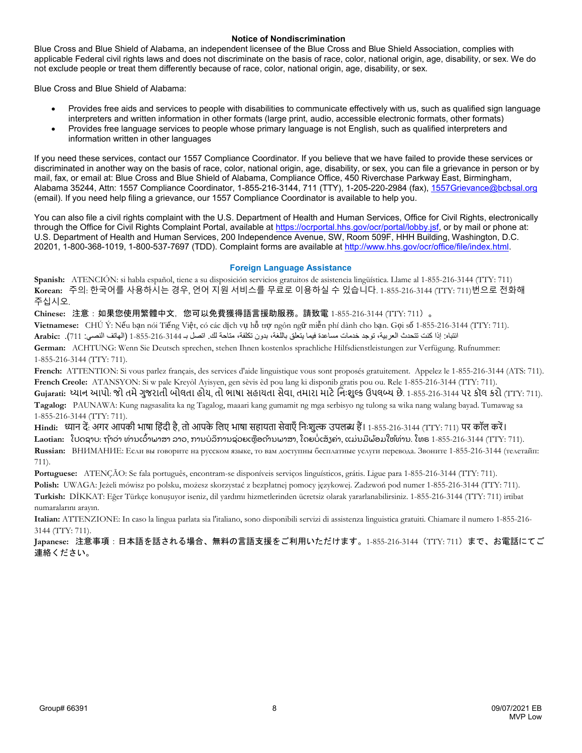## Notice of Nondiscrimination

Blue Cross and Blue Shield of Alabama, an independent licensee of the Blue Cross and Blue Shield Association, complies with applicable Federal civil rights laws and does not discriminate on the basis of race, color, national origin, age, disability, or sex. We do not exclude people or treat them differently because of race, color, national origin, age, disability, or sex.

Blue Cross and Blue Shield of Alabama:

- Provides free aids and services to people with disabilities to communicate effectively with us, such as qualified sign language interpreters and written information in other formats (large print, audio, accessible electronic formats, other formats)
- Provides free language services to people whose primary language is not English, such as qualified interpreters and information written in other languages

If you need these services, contact our 1557 Compliance Coordinator. If you believe that we have failed to provide these services or discriminated in another way on the basis of race, color, national origin, age, disability, or sex, you can file a grievance in person or by mail, fax, or email at: Blue Cross and Blue Shield of Alabama, Compliance Office, 450 Riverchase Parkway East, Birmingham, Alabama 35244, Attn: 1557 Compliance Coordinator, 1-855-216-3144, 711 (TTY), 1-205-220-2984 (fax), 1557Grievance@bcbsal.org (email). If you need help filing a grievance, our 1557 Compliance Coordinator is available to help you.

You can also file a civil rights complaint with the U.S. Department of Health and Human Services, Office for Civil Rights, electronically through the Office for Civil Rights Complaint Portal, available at https://ocrportal.hhs.gov/ocr/portal/lobby.jsf, or by mail or phone at: U.S. Department of Health and Human Services, 200 Independence Avenue, SW, Room 509F, HHH Building, Washington, D.C. 20201, 1-800-368-1019, 1-800-537-7697 (TDD). Complaint forms are available at http://www.hhs.gov/ocr/office/file/index.html.

## Foreign Language Assistance

**Spanish:** ATENCIÓN: si habla español, tiene a su disposición servicios gratuitos de asistencia lingüística. Llame al 1-855-216-3144 (TTY: 711)

**Korean:** 주의: 한국어를 사용하시는 경우, 언어 지원 서비스를 무료로 이용하실 수 있습니다. 1-855-216-3144 (TTY: 711)번으로 전화해 주십시오.

**Chinese:** 注意：如果您使用繁體中文，您可以免費獲得語言援助服務。請致電 1-855-216-3144 (TTY: 711）。

**Vietnamese:** CHÚ Ý: Nếu bạn nói Tiếng Việt, có các dịch vụ hỗ trợ ngôn ngữ miễn phí dành cho bạn. Gọi số 1-855-216-3144 (TTY: 711).

**Arabic:** انتباه: إذا كنت تتحدث العربية، توجد خدمات مساعدة فيما يتعلق باللغة، بدون تكلفة، متاحة لك. اتصل بـ 1-855-216-3144 (الهاتف النصي: 711).

**German:** ACHTUNG: Wenn Sie Deutsch sprechen, stehen Ihnen kostenlos sprachliche Hilfsdienstleistungen zur Verfügung. Rufnummer: 1-855-216-3144 (TTY: 711).

**French:** ATTENTION: Si vous parlez français, des services d'aide linguistique vous sont proposés gratuitement. Appelez le 1-855-216-3144 (ATS: 711).

**French Creole:** ATANSYON: Si w pale Kreyòl Ayisyen, gen sèvis èd pou lang ki disponib gratis pou ou. Rele 1-855-216-3144 (TTY: 711).

**Gujarati:** ધ્યાન આપો: જો તમે ગુજરાતી બોલતા હોય, તો ભાષા સહાયતા સેવા, તમારા માટે નિઃશુલ્ક ઉપલબ્ધ છે. 1-855-216-3144 પર કૉલ કરો (TTY: 711).

**Tagalog:** PAUNAWA: Kung nagsasalita ka ng Tagalog, maaari kang gumamit ng mga serbisyo ng tulong sa wika nang walang bayad. Tumawag sa 1-855-216-3144 (TTY: 711).

**Hindi:** ध्यान दें: अगर आपकी भाषा हिंदी है, तो आपके लिए भाषा सहायता सेवाएँ निःशुल्क उपलब्ध हैं। 1-855-216-3144 (TTY: 711) पर कॉल करें।

**Laotian:** ໂປດຊາບ: ຖ້າວ່າ ທ່ານເວົ້າພາສາ ລາວ, ການບໍລິການຊ່ວຍເຫຼືອດ້ານພາສາ, ໂດຍບໍ່ເສັງຄ່າ, ແມ່ນມີພ້ອມໃຫ້ທ່ານ. ໂທຣ 1-855-216-3144 (TTY: 711).

**Russian:** ВНИМАНИЕ: Если вы говорите на русском языке, то вам доступны бесплатные услуги перевода. Звоните 1-855-216-3144 (телетайп: 711).

**Portuguese:** ATENÇÃO: Se fala português, encontram-se disponíveis serviços linguísticos, grátis. Ligue para 1-855-216-3144 (TTY: 711).

**Polish:** UWAGA: Jeżeli mówisz po polsku, możesz skorzystać z bezpłatnej pomocy językowej. Zadzwoń pod numer 1-855-216-3144 (TTY: 711).

**Turkish:** DİKKAT: Eğer Türkçe konuşuyor iseniz, dil yardımı hizmetlerinden ücretsiz olarak yararlanabilirsiniz. 1-855-216-3144 (TTY: 711) irtibat numaralarını arayın.

**Italian:** ATTENZIONE: In caso la lingua parlata sia l'italiano, sono disponibili servizi di assistenza linguistica gratuiti. Chiamare il numero 1-855-216-3144 (TTY: 711).

**Japanese:** 注意事項：日本語を話される場合、無料の言語支援をご利用いただけます。1-855-216-3144（TTY: 711）まで、お電話にてご連絡ください。

Group# 66391

09/07/2021 EB
MVP Low